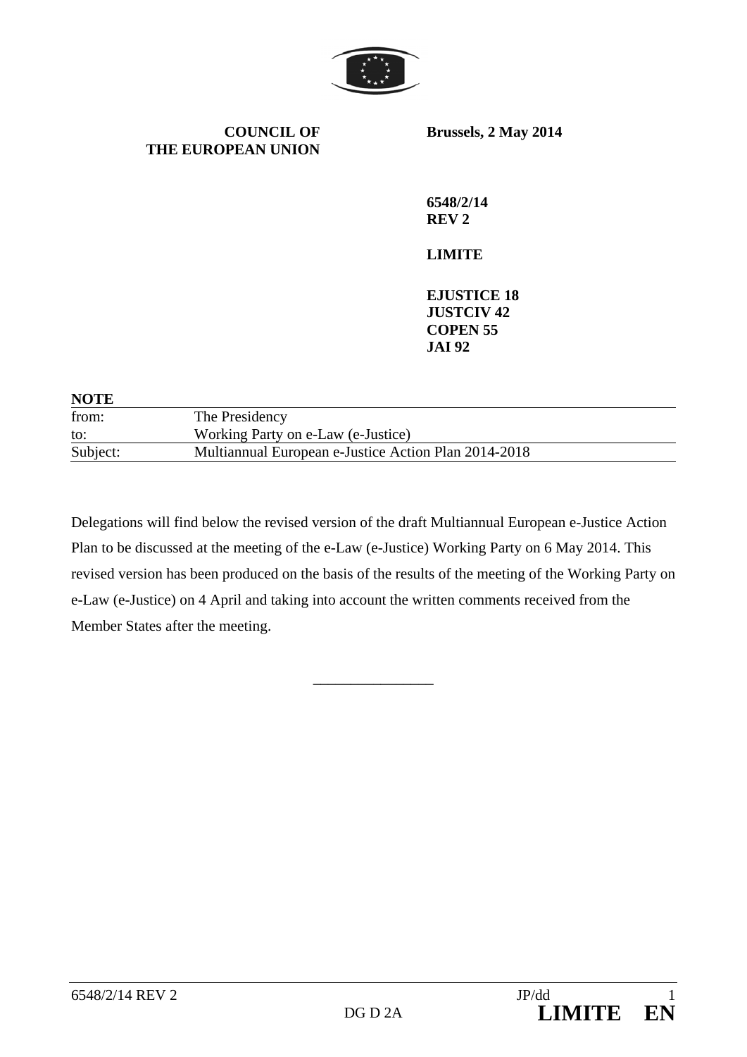**COUNCIL OF THE EUROPEAN UNION**

**Brussels, 2 May 2014**

**6548/2/14**
**REV 2**

**LIMITE**

**EJUSTICE 18**
**JUSTCIV 42**
**COPEN 55**
**JAI 92**

**NOTE**

| | |
|---|---|
| from: | The Presidency |
| to: | Working Party on e-Law (e-Justice) |
| Subject: | Multiannual European e-Justice Action Plan 2014-2018 |

Delegations will find below the revised version of the draft Multiannual European e-Justice Action Plan to be discussed at the meeting of the e-Law (e-Justice) Working Party on 6 May 2014. This revised version has been produced on the basis of the results of the meeting of the Working Party on e-Law (e-Justice) on 4 April and taking into account the written comments received from the Member States after the meeting.

\_\_\_\_\_\_\_\_\_\_\_\_\_\_\_\_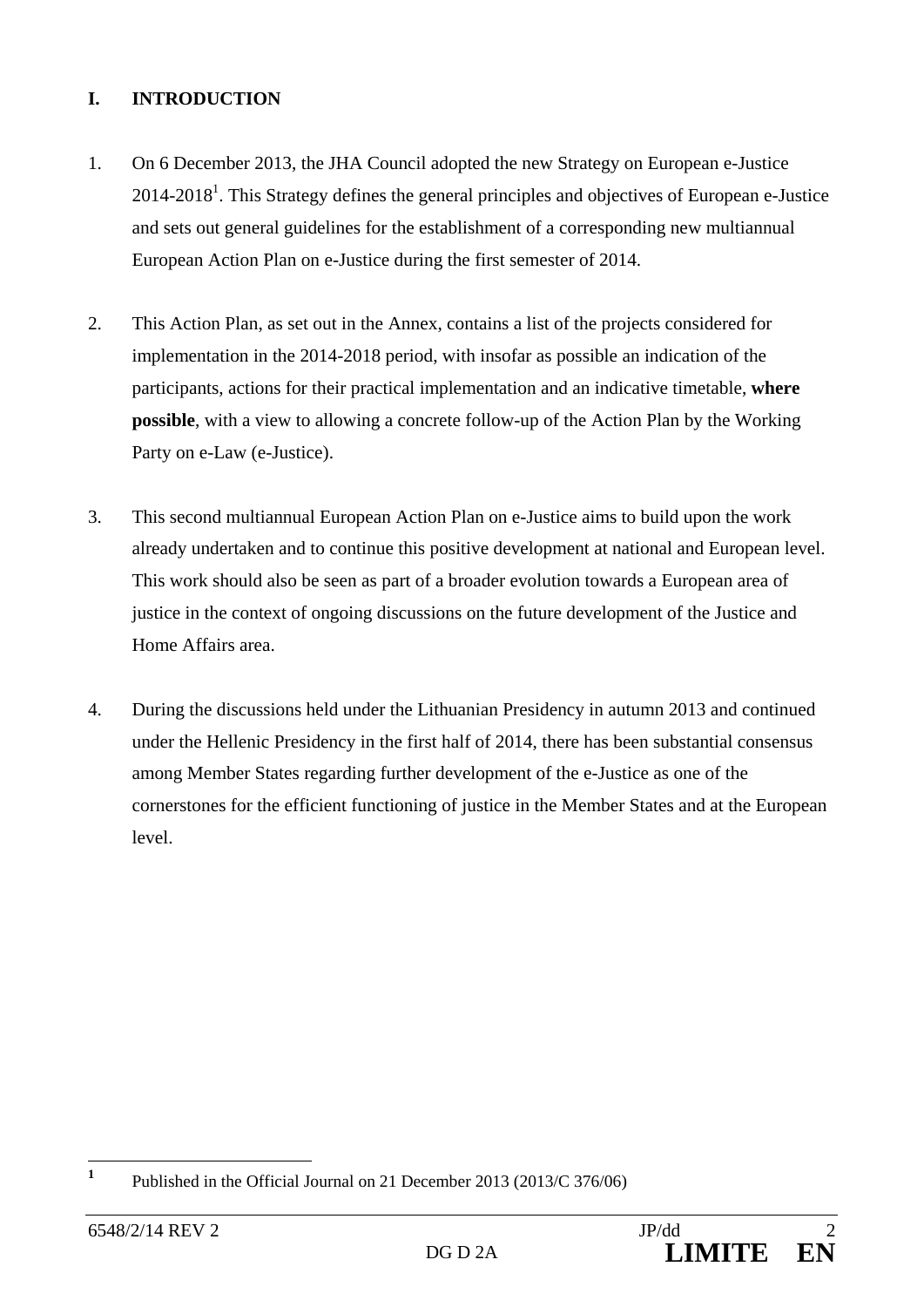## I. INTRODUCTION

1. On 6 December 2013, the JHA Council adopted the new Strategy on European e-Justice 2014-2018[1]. This Strategy defines the general principles and objectives of European e-Justice and sets out general guidelines for the establishment of a corresponding new multiannual European Action Plan on e-Justice during the first semester of 2014.

2. This Action Plan, as set out in the Annex, contains a list of the projects considered for implementation in the 2014-2018 period, with insofar as possible an indication of the participants, actions for their practical implementation and an indicative timetable, **where possible**, with a view to allowing a concrete follow-up of the Action Plan by the Working Party on e-Law (e-Justice).

3. This second multiannual European Action Plan on e-Justice aims to build upon the work already undertaken and to continue this positive development at national and European level. This work should also be seen as part of a broader evolution towards a European area of justice in the context of ongoing discussions on the future development of the Justice and Home Affairs area.

4. During the discussions held under the Lithuanian Presidency in autumn 2013 and continued under the Hellenic Presidency in the first half of 2014, there has been substantial consensus among Member States regarding further development of the e-Justice as one of the cornerstones for the efficient functioning of justice in the Member States and at the European level.

[1] Published in the Official Journal on 21 December 2013 (2013/C 376/06)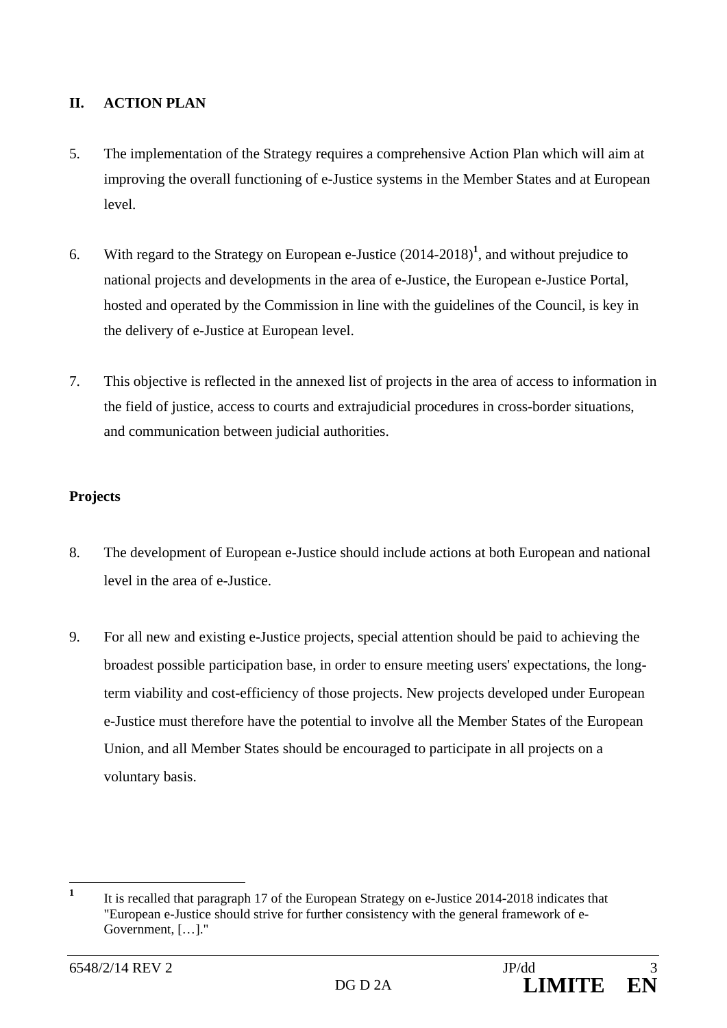## II. ACTION PLAN

5. The implementation of the Strategy requires a comprehensive Action Plan which will aim at improving the overall functioning of e-Justice systems in the Member States and at European level.

6. With regard to the Strategy on European e-Justice (2014-2018)[1], and without prejudice to national projects and developments in the area of e-Justice, the European e-Justice Portal, hosted and operated by the Commission in line with the guidelines of the Council, is key in the delivery of e-Justice at European level.

7. This objective is reflected in the annexed list of projects in the area of access to information in the field of justice, access to courts and extrajudicial procedures in cross-border situations, and communication between judicial authorities.

**Projects**

8. The development of European e-Justice should include actions at both European and national level in the area of e-Justice.

9. For all new and existing e-Justice projects, special attention should be paid to achieving the broadest possible participation base, in order to ensure meeting users' expectations, the long-term viability and cost-efficiency of those projects. New projects developed under European e-Justice must therefore have the potential to involve all the Member States of the European Union, and all Member States should be encouraged to participate in all projects on a voluntary basis.

---

[1] It is recalled that paragraph 17 of the European Strategy on e-Justice 2014-2018 indicates that "European e-Justice should strive for further consistency with the general framework of e-Government, […]."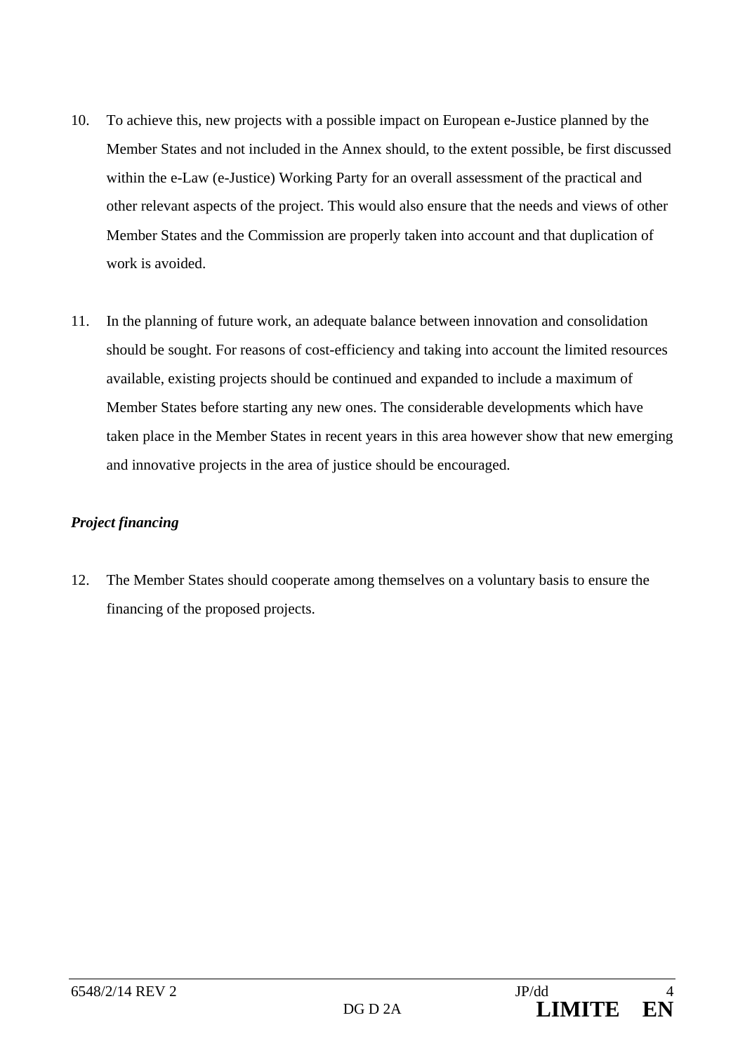10. To achieve this, new projects with a possible impact on European e-Justice planned by the Member States and not included in the Annex should, to the extent possible, be first discussed within the e-Law (e-Justice) Working Party for an overall assessment of the practical and other relevant aspects of the project. This would also ensure that the needs and views of other Member States and the Commission are properly taken into account and that duplication of work is avoided.

11. In the planning of future work, an adequate balance between innovation and consolidation should be sought. For reasons of cost-efficiency and taking into account the limited resources available, existing projects should be continued and expanded to include a maximum of Member States before starting any new ones. The considerable developments which have taken place in the Member States in recent years in this area however show that new emerging and innovative projects in the area of justice should be encouraged.

***Project financing***

12. The Member States should cooperate among themselves on a voluntary basis to ensure the financing of the proposed projects.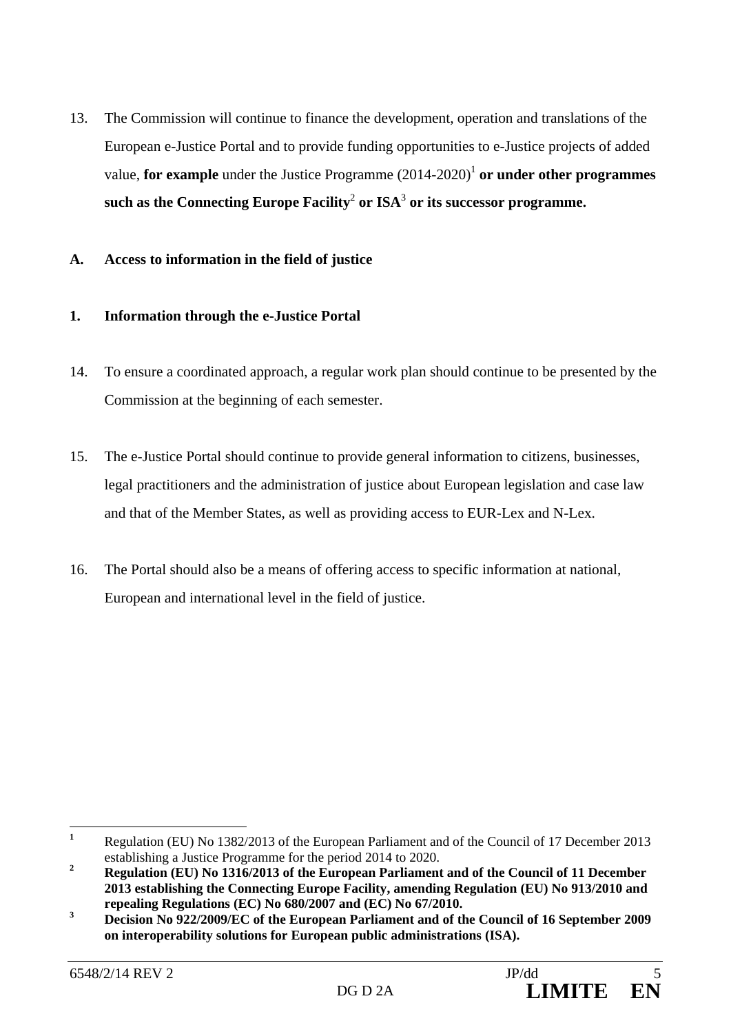13. The Commission will continue to finance the development, operation and translations of the European e-Justice Portal and to provide funding opportunities to e-Justice projects of added value, **for example** under the Justice Programme (2014-2020)[1] **or under other programmes such as the Connecting Europe Facility**[2] **or ISA**[3] **or its successor programme.**

**A. Access to information in the field of justice**

**1. Information through the e-Justice Portal**

14. To ensure a coordinated approach, a regular work plan should continue to be presented by the Commission at the beginning of each semester.

15. The e-Justice Portal should continue to provide general information to citizens, businesses, legal practitioners and the administration of justice about European legislation and case law and that of the Member States, as well as providing access to EUR-Lex and N-Lex.

16. The Portal should also be a means of offering access to specific information at national, European and international level in the field of justice.

---

[1] Regulation (EU) No 1382/2013 of the European Parliament and of the Council of 17 December 2013 establishing a Justice Programme for the period 2014 to 2020.

[2] **Regulation (EU) No 1316/2013 of the European Parliament and of the Council of 11 December 2013 establishing the Connecting Europe Facility, amending Regulation (EU) No 913/2010 and repealing Regulations (EC) No 680/2007 and (EC) No 67/2010.**

[3] **Decision No 922/2009/EC of the European Parliament and of the Council of 16 September 2009 on interoperability solutions for European public administrations (ISA).**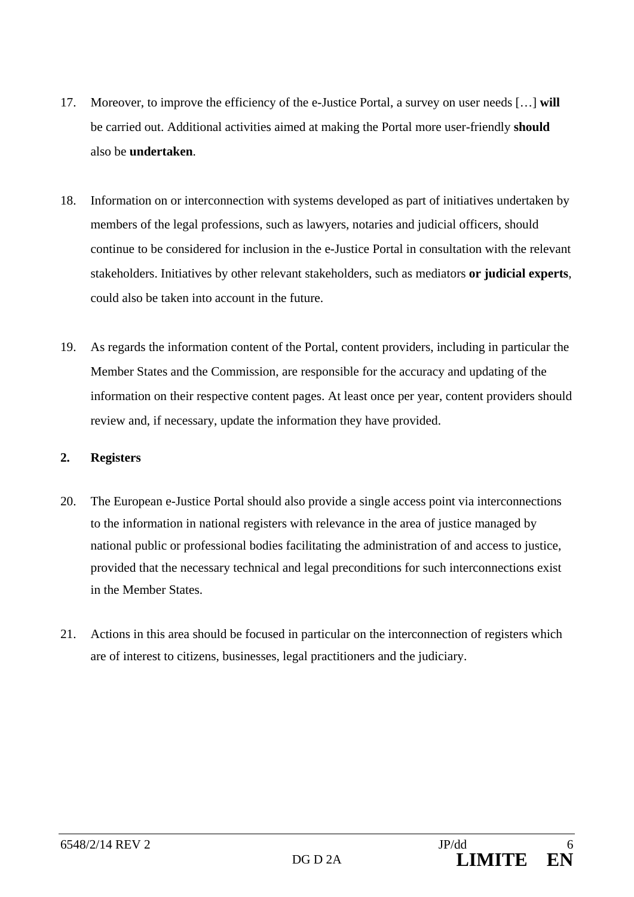17. Moreover, to improve the efficiency of the e-Justice Portal, a survey on user needs […] **will** be carried out. Additional activities aimed at making the Portal more user-friendly **should** also be **undertaken**.

18. Information on or interconnection with systems developed as part of initiatives undertaken by members of the legal professions, such as lawyers, notaries and judicial officers, should continue to be considered for inclusion in the e-Justice Portal in consultation with the relevant stakeholders. Initiatives by other relevant stakeholders, such as mediators **or judicial experts**, could also be taken into account in the future.

19. As regards the information content of the Portal, content providers, including in particular the Member States and the Commission, are responsible for the accuracy and updating of the information on their respective content pages. At least once per year, content providers should review and, if necessary, update the information they have provided.

## 2. Registers

20. The European e-Justice Portal should also provide a single access point via interconnections to the information in national registers with relevance in the area of justice managed by national public or professional bodies facilitating the administration of and access to justice, provided that the necessary technical and legal preconditions for such interconnections exist in the Member States.

21. Actions in this area should be focused in particular on the interconnection of registers which are of interest to citizens, businesses, legal practitioners and the judiciary.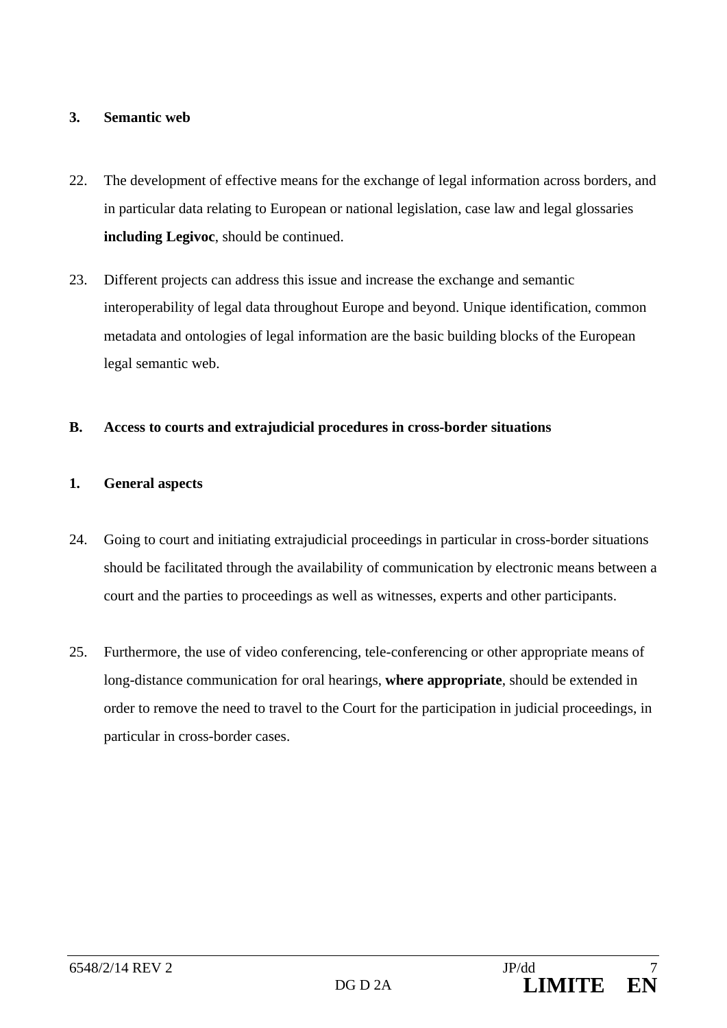**3. Semantic web**

22. The development of effective means for the exchange of legal information across borders, and in particular data relating to European or national legislation, case law and legal glossaries **including Legivoc**, should be continued.

23. Different projects can address this issue and increase the exchange and semantic interoperability of legal data throughout Europe and beyond. Unique identification, common metadata and ontologies of legal information are the basic building blocks of the European legal semantic web.

**B. Access to courts and extrajudicial procedures in cross-border situations**

**1. General aspects**

24. Going to court and initiating extrajudicial proceedings in particular in cross-border situations should be facilitated through the availability of communication by electronic means between a court and the parties to proceedings as well as witnesses, experts and other participants.

25. Furthermore, the use of video conferencing, tele-conferencing or other appropriate means of long-distance communication for oral hearings, **where appropriate**, should be extended in order to remove the need to travel to the Court for the participation in judicial proceedings, in particular in cross-border cases.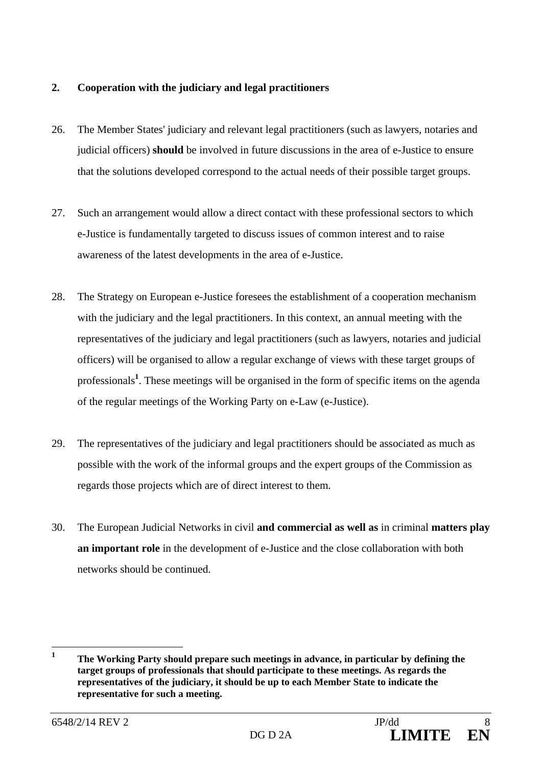## 2. Cooperation with the judiciary and legal practitioners

26. The Member States' judiciary and relevant legal practitioners (such as lawyers, notaries and judicial officers) **should** be involved in future discussions in the area of e-Justice to ensure that the solutions developed correspond to the actual needs of their possible target groups.

27. Such an arrangement would allow a direct contact with these professional sectors to which e-Justice is fundamentally targeted to discuss issues of common interest and to raise awareness of the latest developments in the area of e-Justice.

28. The Strategy on European e-Justice foresees the establishment of a cooperation mechanism with the judiciary and the legal practitioners. In this context, an annual meeting with the representatives of the judiciary and legal practitioners (such as lawyers, notaries and judicial officers) will be organised to allow a regular exchange of views with these target groups of professionals[1]. These meetings will be organised in the form of specific items on the agenda of the regular meetings of the Working Party on e-Law (e-Justice).

29. The representatives of the judiciary and legal practitioners should be associated as much as possible with the work of the informal groups and the expert groups of the Commission as regards those projects which are of direct interest to them.

30. The European Judicial Networks in civil **and commercial as well as** in criminal **matters play an important role** in the development of e-Justice and the close collaboration with both networks should be continued.

---

[1] **The Working Party should prepare such meetings in advance, in particular by defining the target groups of professionals that should participate to these meetings. As regards the representatives of the judiciary, it should be up to each Member State to indicate the representative for such a meeting.**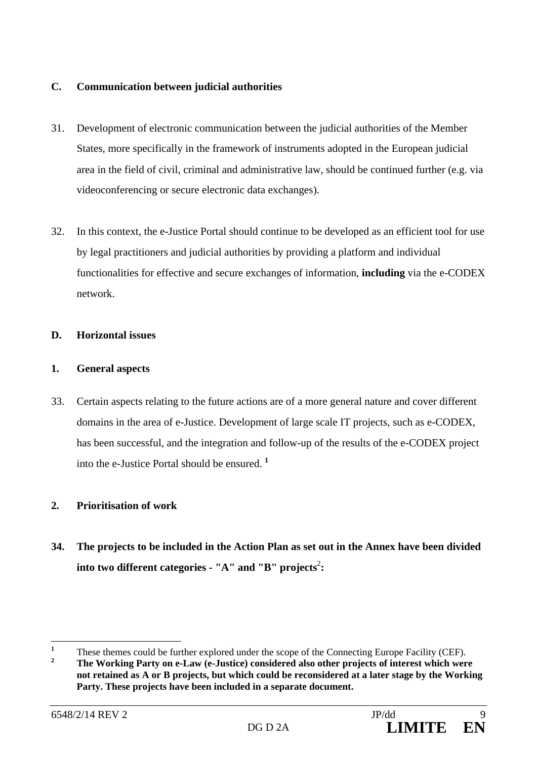## C. Communication between judicial authorities

31. Development of electronic communication between the judicial authorities of the Member States, more specifically in the framework of instruments adopted in the European judicial area in the field of civil, criminal and administrative law, should be continued further (e.g. via videoconferencing or secure electronic data exchanges).

32. In this context, the e-Justice Portal should continue to be developed as an efficient tool for use by legal practitioners and judicial authorities by providing a platform and individual functionalities for effective and secure exchanges of information, **including** via the e-CODEX network.

## D. Horizontal issues

### 1. General aspects

33. Certain aspects relating to the future actions are of a more general nature and cover different domains in the area of e-Justice. Development of large scale IT projects, such as e-CODEX, has been successful, and the integration and follow-up of the results of the e-CODEX project into the e-Justice Portal should be ensured. [1]

### 2. Prioritisation of work

**34. The projects to be included in the Action Plan as set out in the Annex have been divided into two different categories - "A" and "B" projects[2]:**

---

[1] These themes could be further explored under the scope of the Connecting Europe Facility (CEF).

[2] **The Working Party on e-Law (e-Justice) considered also other projects of interest which were not retained as A or B projects, but which could be reconsidered at a later stage by the Working Party. These projects have been included in a separate document.**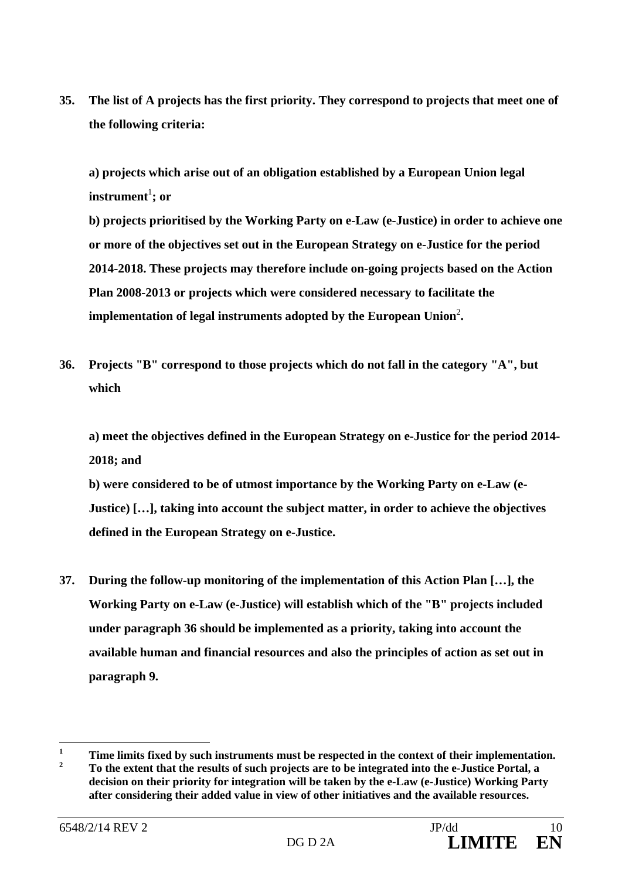**35. The list of A projects has the first priority. They correspond to projects that meet one of the following criteria:**

**a) projects which arise out of an obligation established by a European Union legal instrument[1]; or**

**b) projects prioritised by the Working Party on e-Law (e-Justice) in order to achieve one or more of the objectives set out in the European Strategy on e-Justice for the period 2014-2018. These projects may therefore include on-going projects based on the Action Plan 2008-2013 or projects which were considered necessary to facilitate the implementation of legal instruments adopted by the European Union[2].**

**36. Projects "B" correspond to those projects which do not fall in the category "A", but which**

**a) meet the objectives defined in the European Strategy on e-Justice for the period 2014-2018; and**

**b) were considered to be of utmost importance by the Working Party on e-Law (e-Justice) […], taking into account the subject matter, in order to achieve the objectives defined in the European Strategy on e-Justice.**

**37. During the follow-up monitoring of the implementation of this Action Plan […], the Working Party on e-Law (e-Justice) will establish which of the "B" projects included under paragraph 36 should be implemented as a priority, taking into account the available human and financial resources and also the principles of action as set out in paragraph 9.**

---

[1] **Time limits fixed by such instruments must be respected in the context of their implementation.**

[2] **To the extent that the results of such projects are to be integrated into the e-Justice Portal, a decision on their priority for integration will be taken by the e-Law (e-Justice) Working Party after considering their added value in view of other initiatives and the available resources.**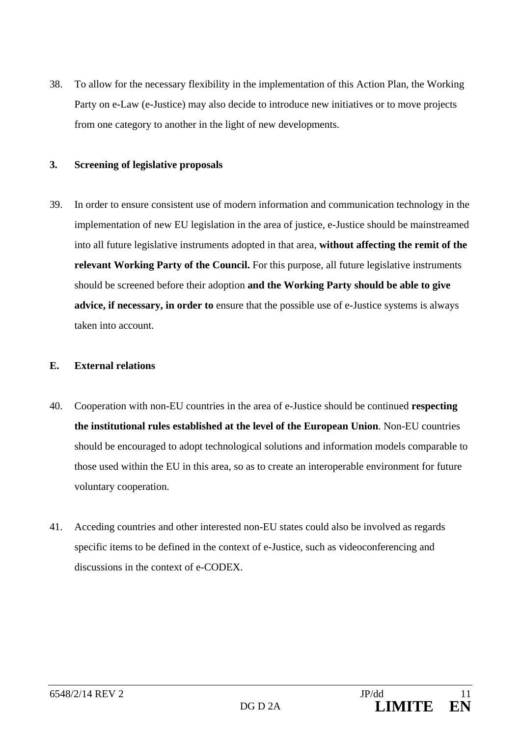38. To allow for the necessary flexibility in the implementation of this Action Plan, the Working Party on e-Law (e-Justice) may also decide to introduce new initiatives or to move projects from one category to another in the light of new developments.

### 3. Screening of legislative proposals

39. In order to ensure consistent use of modern information and communication technology in the implementation of new EU legislation in the area of justice, e-Justice should be mainstreamed into all future legislative instruments adopted in that area, **without affecting the remit of the relevant Working Party of the Council.** For this purpose, all future legislative instruments should be screened before their adoption **and the Working Party should be able to give advice, if necessary, in order to** ensure that the possible use of e-Justice systems is always taken into account.

## E. External relations

40. Cooperation with non-EU countries in the area of e-Justice should be continued **respecting the institutional rules established at the level of the European Union**. Non-EU countries should be encouraged to adopt technological solutions and information models comparable to those used within the EU in this area, so as to create an interoperable environment for future voluntary cooperation.

41. Acceding countries and other interested non-EU states could also be involved as regards specific items to be defined in the context of e-Justice, such as videoconferencing and discussions in the context of e-CODEX.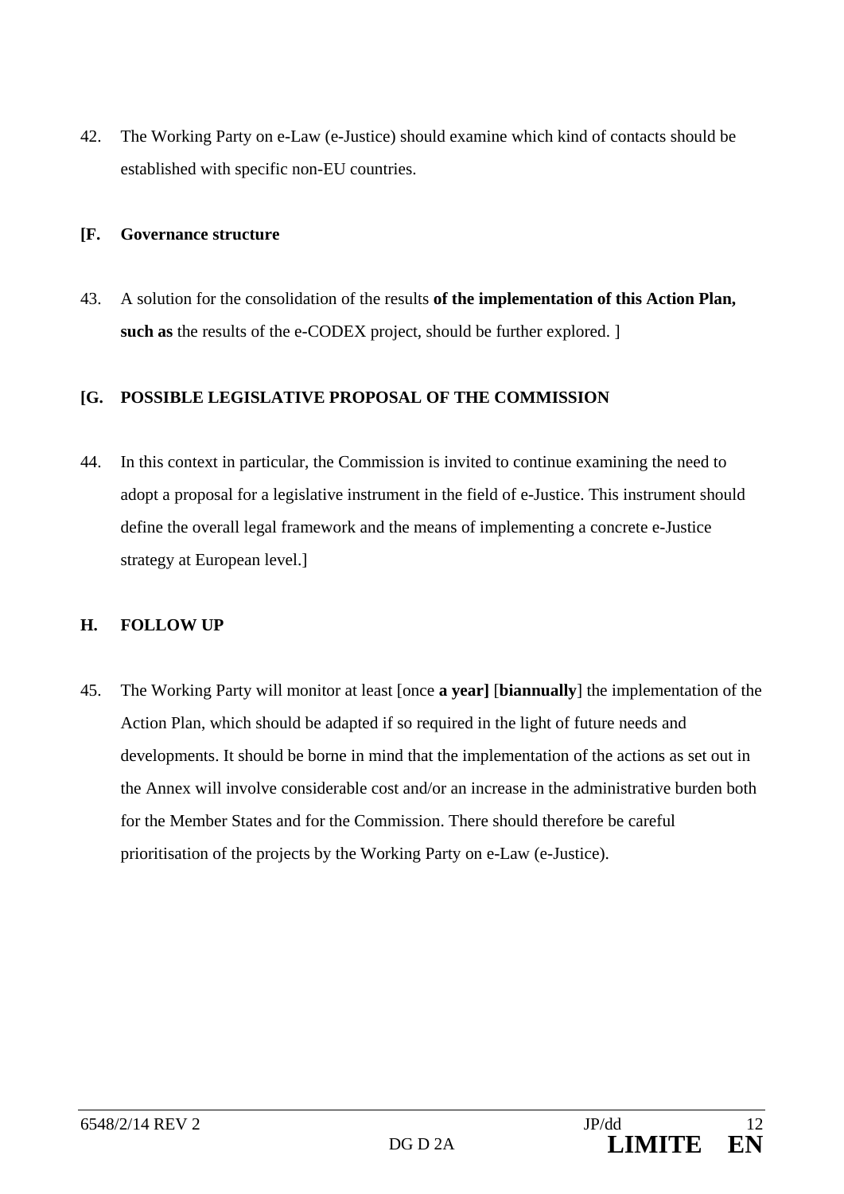42. The Working Party on e-Law (e-Justice) should examine which kind of contacts should be established with specific non-EU countries.

**[F. Governance structure**

43. A solution for the consolidation of the results **of the implementation of this Action Plan, such as** the results of the e-CODEX project, should be further explored. ]

**[G. POSSIBLE LEGISLATIVE PROPOSAL OF THE COMMISSION**

44. In this context in particular, the Commission is invited to continue examining the need to adopt a proposal for a legislative instrument in the field of e-Justice. This instrument should define the overall legal framework and the means of implementing a concrete e-Justice strategy at European level.]

**H. FOLLOW UP**

45. The Working Party will monitor at least [once **a year]** [**biannually**] the implementation of the Action Plan, which should be adapted if so required in the light of future needs and developments. It should be borne in mind that the implementation of the actions as set out in the Annex will involve considerable cost and/or an increase in the administrative burden both for the Member States and for the Commission. There should therefore be careful prioritisation of the projects by the Working Party on e-Law (e-Justice).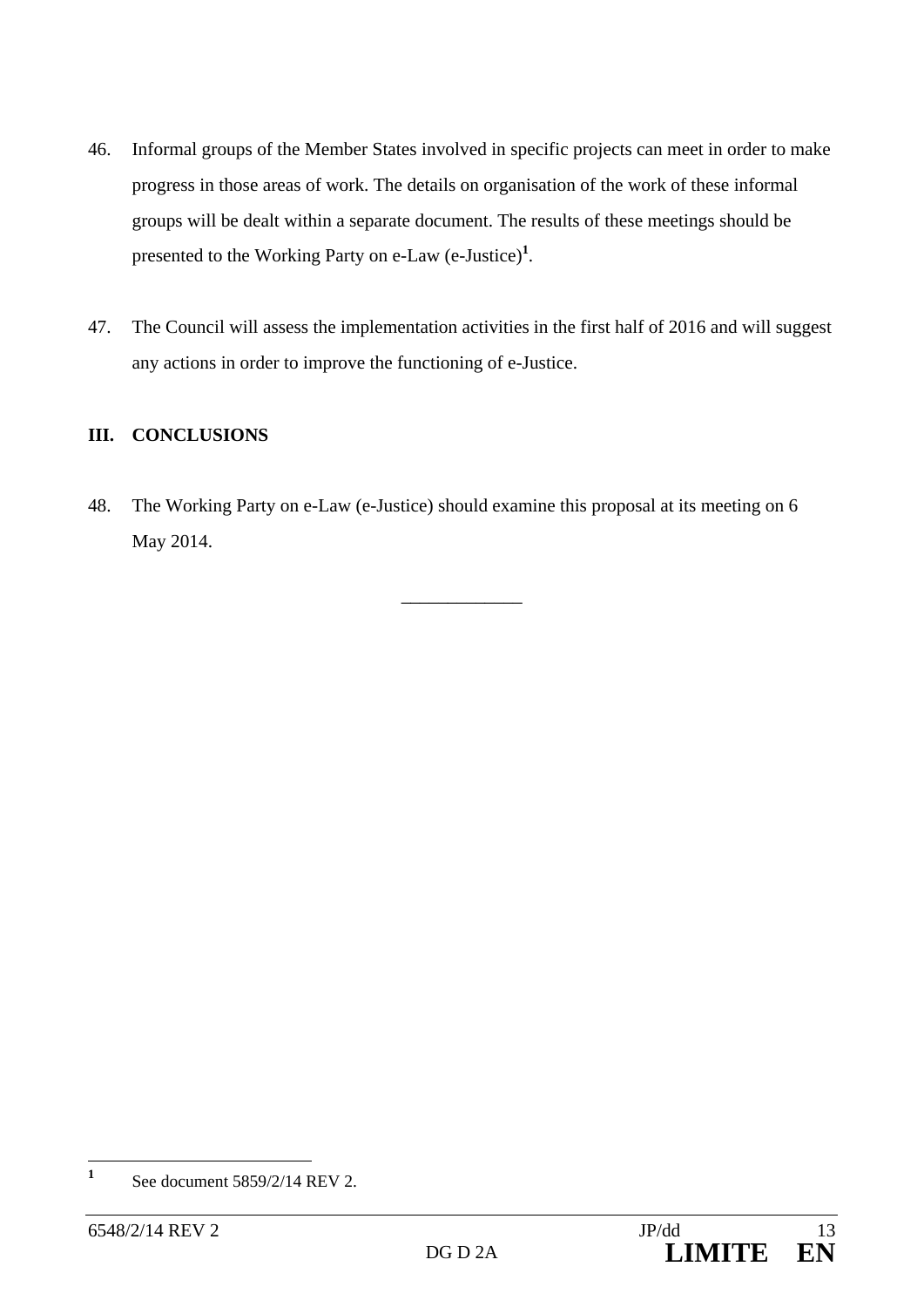46. Informal groups of the Member States involved in specific projects can meet in order to make progress in those areas of work. The details on organisation of the work of these informal groups will be dealt within a separate document. The results of these meetings should be presented to the Working Party on e-Law (e-Justice)[1].

47. The Council will assess the implementation activities in the first half of 2016 and will suggest any actions in order to improve the functioning of e-Justice.

## III. CONCLUSIONS

48. The Working Party on e-Law (e-Justice) should examine this proposal at its meeting on 6 May 2014.

_____________

[1] See document 5859/2/14 REV 2.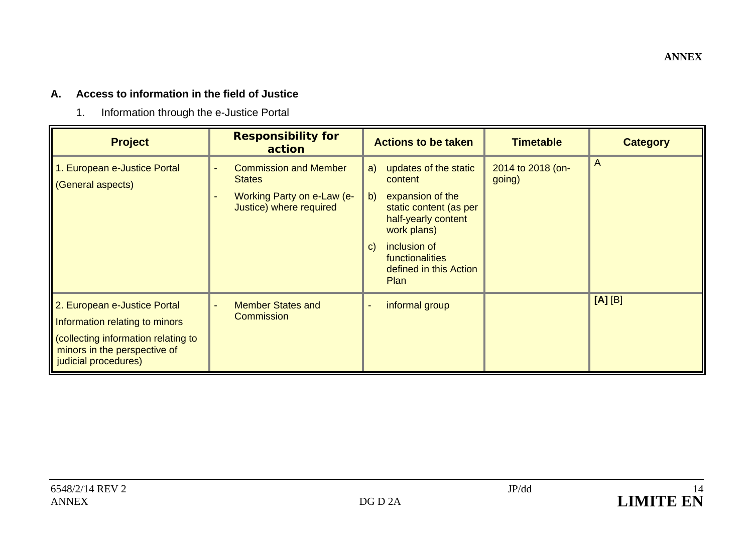**ANNEX**

## A. Access to information in the field of Justice

### 1. Information through the e-Justice Portal

| Project | Responsibility for action | Actions to be taken | Timetable | Category |
|---|---|---|---|---|
| 1. European e-Justice Portal<br>(General aspects) | - Commission and Member States<br>- Working Party on e-Law (e-Justice) where required | a) updates of the static content<br>b) expansion of the static content (as per half-yearly content work plans)<br>c) inclusion of functionalities defined in this Action Plan | 2014 to 2018 (on-going) | A |
| 2. European e-Justice Portal<br>Information relating to minors<br>(collecting information relating to minors in the perspective of judicial procedures) | - Member States and Commission | - informal group | | **[A]** [B] |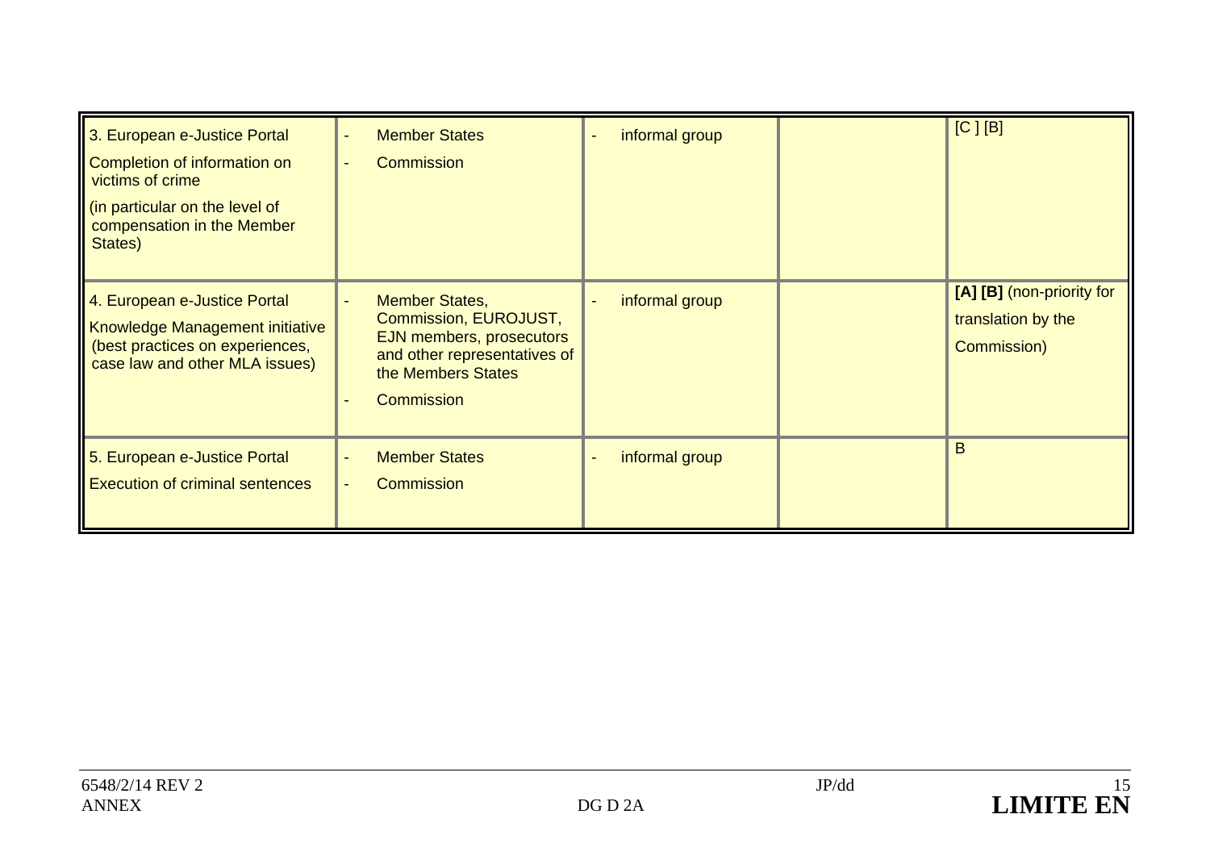| | | | | |
|---|---|---|---|---|
| 3. European e-Justice Portal<br>Completion of information on victims of crime<br>(in particular on the level of compensation in the Member States) | - Member States<br>- Commission | - informal group | | [C ] [B] |
| 4. European e-Justice Portal<br>Knowledge Management initiative (best practices on experiences, case law and other MLA issues) | - Member States, Commission, EUROJUST, EJN members, prosecutors and other representatives of the Members States<br>- Commission | - informal group | | **[A] [B]** (non-priority for translation by the Commission) |
| 5. European e-Justice Portal<br>Execution of criminal sentences | - Member States<br>- Commission | - informal group | | B |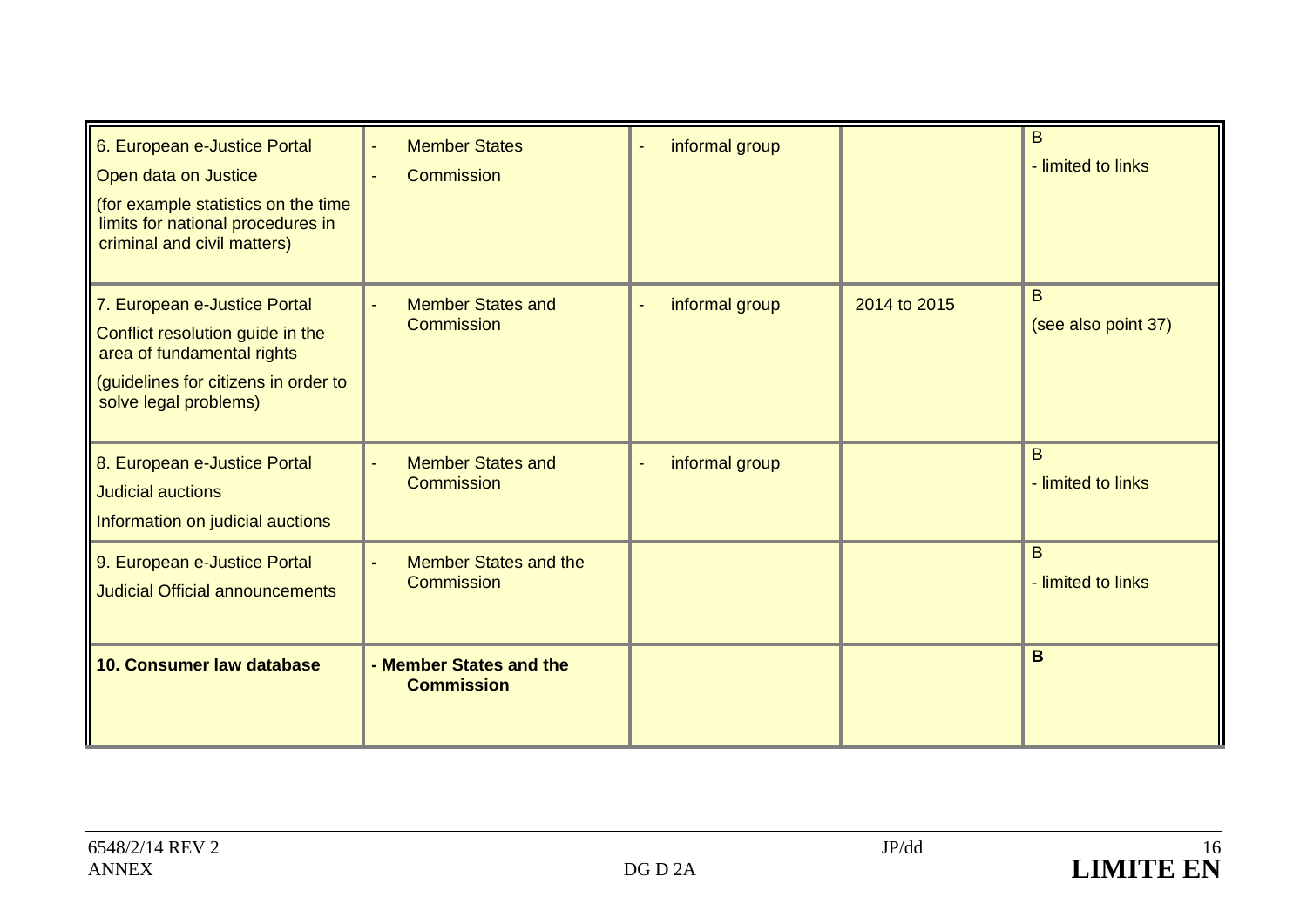| | | | | |
|---|---|---|---|---|
| 6. European e-Justice Portal<br>Open data on Justice<br>(for example statistics on the time limits for national procedures in criminal and civil matters) | - Member States<br>- Commission | - informal group | | B<br>- limited to links |
| 7. European e-Justice Portal<br>Conflict resolution guide in the area of fundamental rights<br>(guidelines for citizens in order to solve legal problems) | - Member States and Commission | - informal group | 2014 to 2015 | B<br>(see also point 37) |
| 8. European e-Justice Portal<br>Judicial auctions<br>Information on judicial auctions | - Member States and Commission | - informal group | | B<br>- limited to links |
| 9. European e-Justice Portal<br>Judicial Official announcements | - Member States and the Commission | | | B<br>- limited to links |
| **10. Consumer law database** | **- Member States and the Commission** | | | **B** |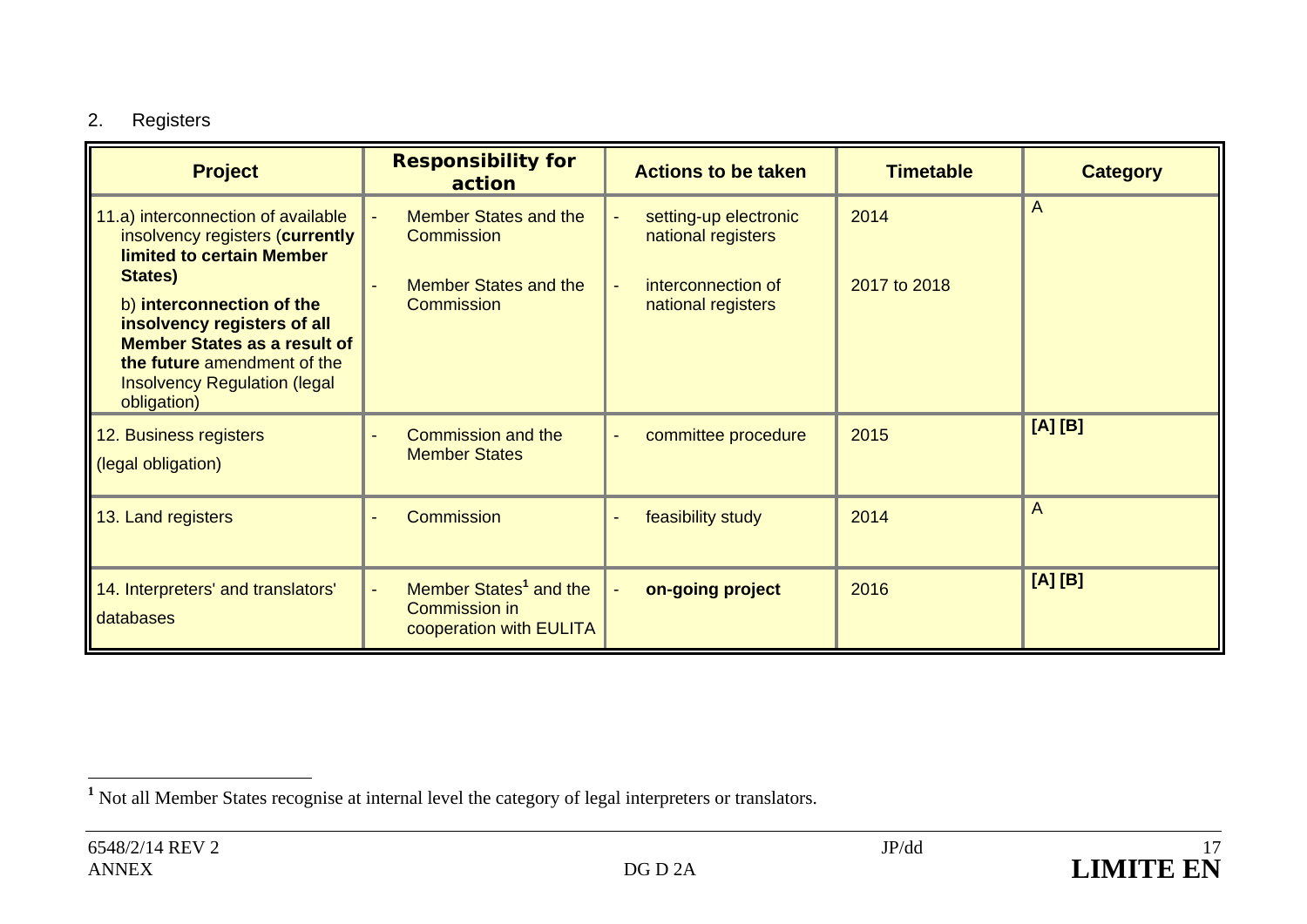2. Registers

| Project | Responsibility for action | Actions to be taken | Timetable | Category |
|---|---|---|---|---|
| 11.a) interconnection of available insolvency registers (**currently limited to certain Member States)**<br>b) **interconnection of the insolvency registers of all Member States as a result of the future** amendment of the Insolvency Regulation (legal obligation) | - Member States and the Commission<br>- Member States and the Commission | - setting-up electronic national registers<br>- interconnection of national registers | 2014<br>2017 to 2018 | A |
| 12. Business registers<br>(legal obligation) | - Commission and the Member States | - committee procedure | 2015 | **[A] [B]** |
| 13. Land registers | - Commission | - feasibility study | 2014 | A |
| 14. Interpreters' and translators' databases | - Member States[1] and the Commission in cooperation with EULITA | - **on-going project** | 2016 | **[A] [B]** |

[1] Not all Member States recognise at internal level the category of legal interpreters or translators.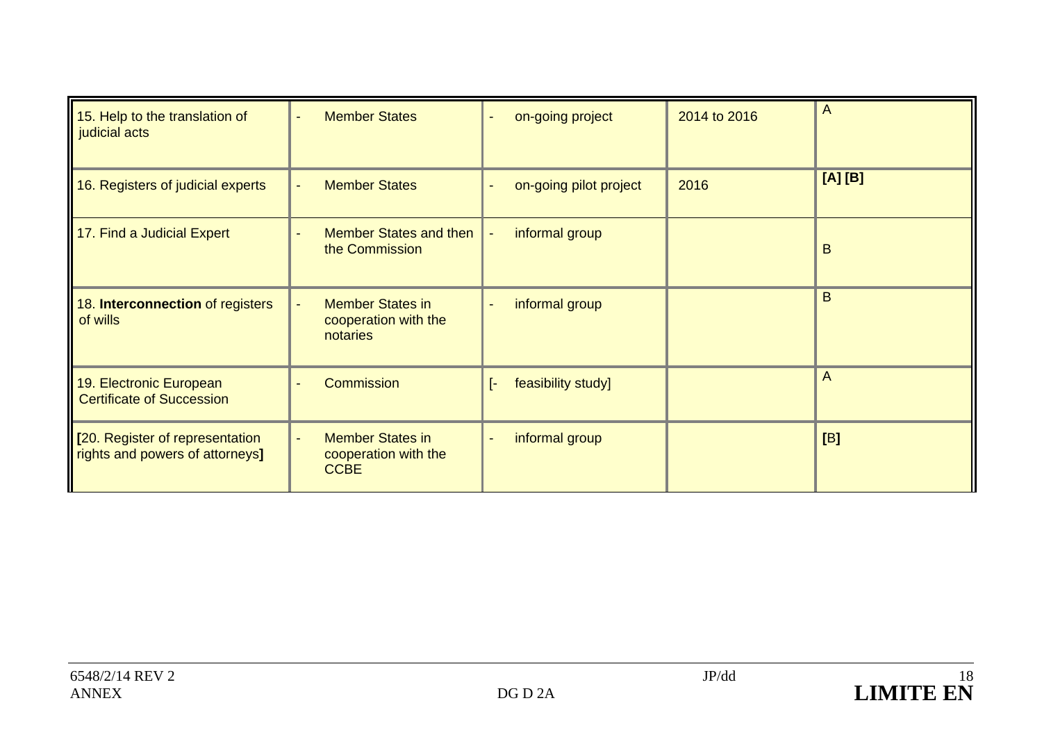| | | | | |
|---|---|---|---|---|
| 15. Help to the translation of judicial acts | - Member States | - on-going project | 2014 to 2016 | A |
| 16. Registers of judicial experts | - Member States | - on-going pilot project | 2016 | **[A] [B]** |
| 17. Find a Judicial Expert | - Member States and then the Commission | - informal group | | B |
| 18. **Interconnection** of registers of wills | - Member States in cooperation with the notaries | - informal group | | B |
| 19. Electronic European Certificate of Succession | - Commission | [- feasibility study] | | A |
| **[**20. Register of representation rights and powers of attorneys**]** | - Member States in cooperation with the CCBE | - informal group | | **[**B**]** |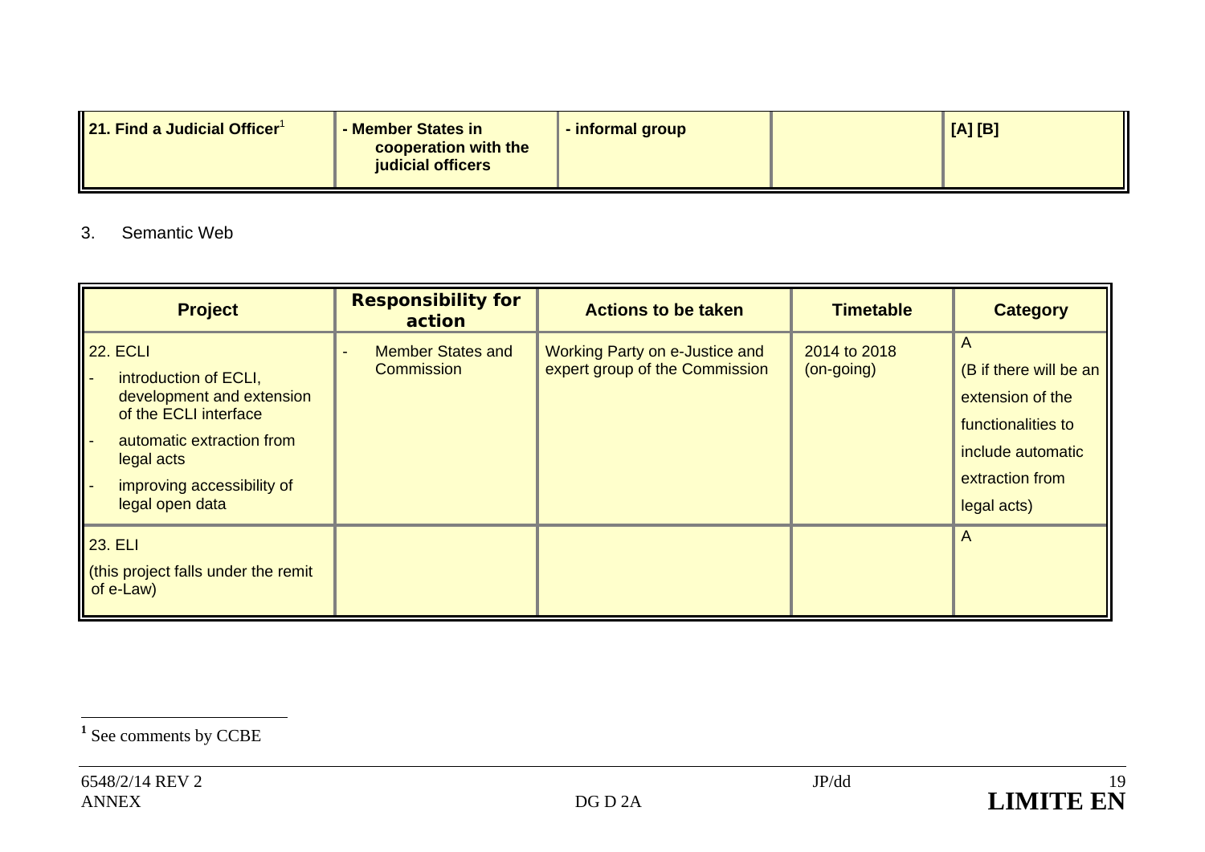| 21. Find a Judicial Officer[1] | - Member States in cooperation with the judicial officers | - informal group | | [A] [B] |
|---|---|---|---|---|

3. Semantic Web

| Project | Responsibility for action | Actions to be taken | Timetable | Category |
|---|---|---|---|---|
| 22. ECLI<br>- introduction of ECLI, development and extension of the ECLI interface<br>- automatic extraction from legal acts<br>- improving accessibility of legal open data | - Member States and Commission | Working Party on e-Justice and expert group of the Commission | 2014 to 2018 (on-going) | A<br>(B if there will be an extension of the functionalities to include automatic extraction from legal acts) |
| 23. ELI<br>(this project falls under the remit of e-Law) | | | | A |

[1] See comments by CCBE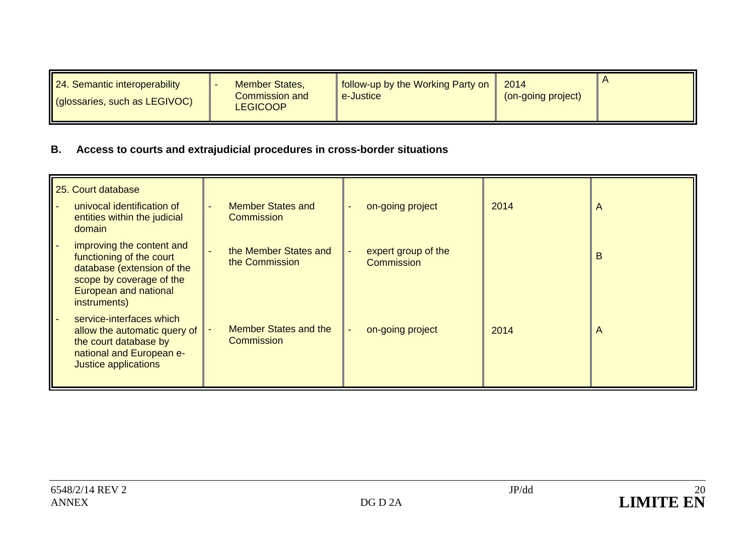| 24. Semantic interoperability (glossaries, such as LEGIVOC) | - Member States, Commission and LEGICOOP | follow-up by the Working Party on e-Justice | 2014 (on-going project) | A |
|---|---|---|---|---|

## B. Access to courts and extrajudicial procedures in cross-border situations

| 25. Court database | | | | |
|---|---|---|---|---|
| - univocal identification of entities within the judicial domain | - Member States and Commission | - on-going project | 2014 | A |
| - improving the content and functioning of the court database (extension of the scope by coverage of the European and national instruments) | - the Member States and the Commission | - expert group of the Commission | | B |
| - service-interfaces which allow the automatic query of the court database by national and European e-Justice applications | - Member States and the Commission | - on-going project | 2014 | A |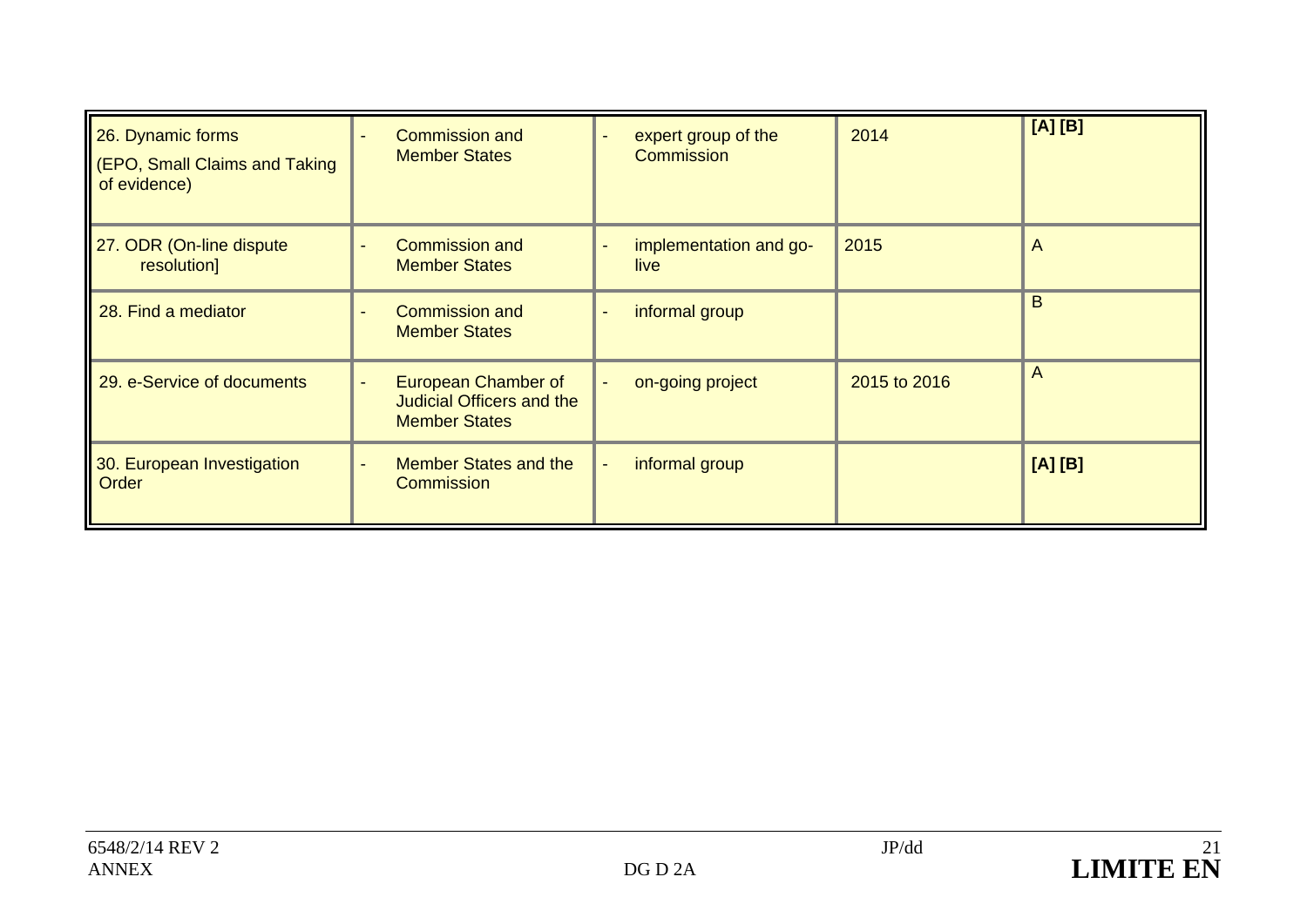| | | | | |
|---|---|---|---|---|
| 26. Dynamic forms (EPO, Small Claims and Taking of evidence) | - Commission and Member States | - expert group of the Commission | 2014 | **[A] [B]** |
| 27. ODR (On-line dispute resolution] | - Commission and Member States | - implementation and go-live | 2015 | A |
| 28. Find a mediator | - Commission and Member States | - informal group | | B |
| 29. e-Service of documents | - European Chamber of Judicial Officers and the Member States | - on-going project | 2015 to 2016 | A |
| 30. European Investigation Order | - Member States and the Commission | - informal group | | **[A] [B]** |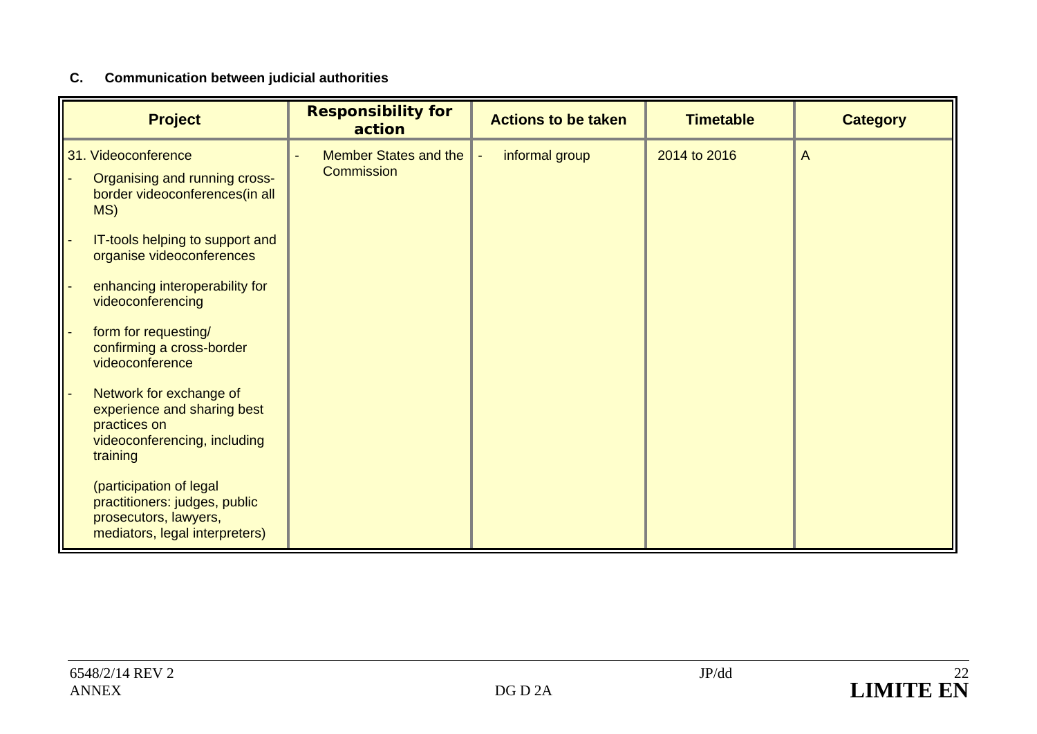### C. Communication between judicial authorities

| Project | Responsibility for action | Actions to be taken | Timetable | Category |
|---|---|---|---|---|
| 31. Videoconference<br>- Organising and running cross-border videoconferences(in all MS)<br>- IT-tools helping to support and organise videoconferences<br>- enhancing interoperability for videoconferencing<br>- form for requesting/ confirming a cross-border videoconference<br>- Network for exchange of experience and sharing best practices on videoconferencing, including training<br><br>(participation of legal practitioners: judges, public prosecutors, lawyers, mediators, legal interpreters) | - Member States and the Commission | - informal group | 2014 to 2016 | A |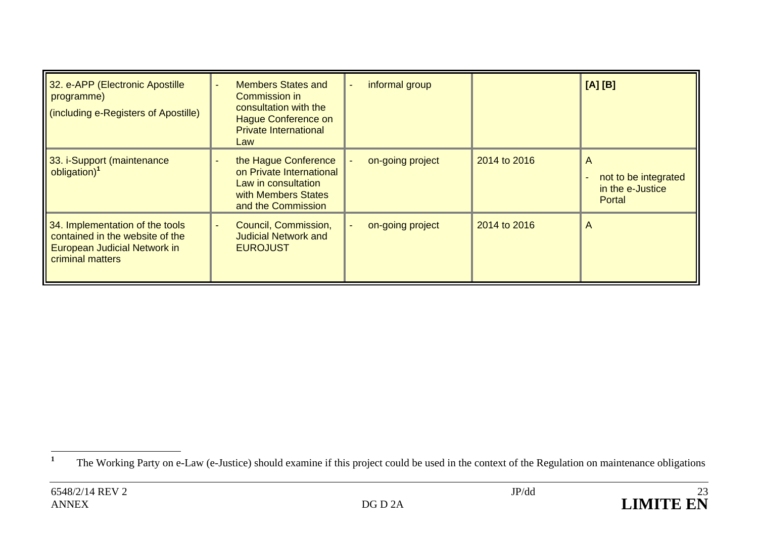| | | | | |
|---|---|---|---|---|
| 32. e-APP (Electronic Apostille programme) (including e-Registers of Apostille) | - Members States and Commission in consultation with the Hague Conference on Private International Law | - informal group | | **[A] [B]** |
| 33. i-Support (maintenance obligation)[1] | - the Hague Conference on Private International Law in consultation with Members States and the Commission | - on-going project | 2014 to 2016 | A<br>- not to be integrated in the e-Justice Portal |
| 34. Implementation of the tools contained in the website of the European Judicial Network in criminal matters | - Council, Commission, Judicial Network and EUROJUST | - on-going project | 2014 to 2016 | A |

[1] The Working Party on e-Law (e-Justice) should examine if this project could be used in the context of the Regulation on maintenance obligations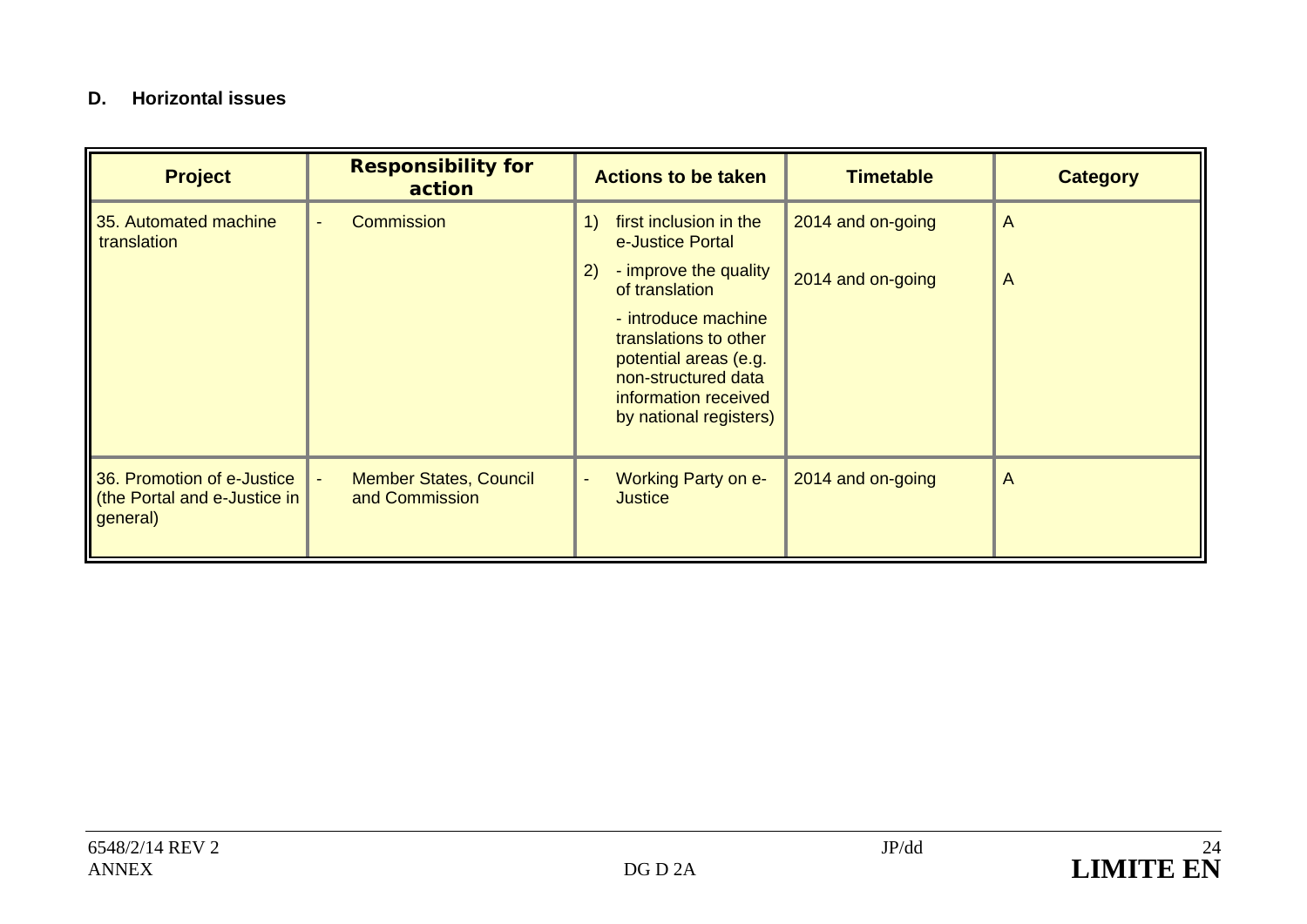### D. Horizontal issues

| Project | Responsibility for action | Actions to be taken | Timetable | Category |
|---|---|---|---|---|
| 35. Automated machine translation | - Commission | 1) first inclusion in the e-Justice Portal | 2014 and on-going | A |
| | | 2) - improve the quality of translation<br>- introduce machine translations to other potential areas (e.g. non-structured data information received by national registers) | 2014 and on-going | A |
| 36. Promotion of e-Justice (the Portal and e-Justice in general) | - Member States, Council and Commission | - Working Party on e-Justice | 2014 and on-going | A |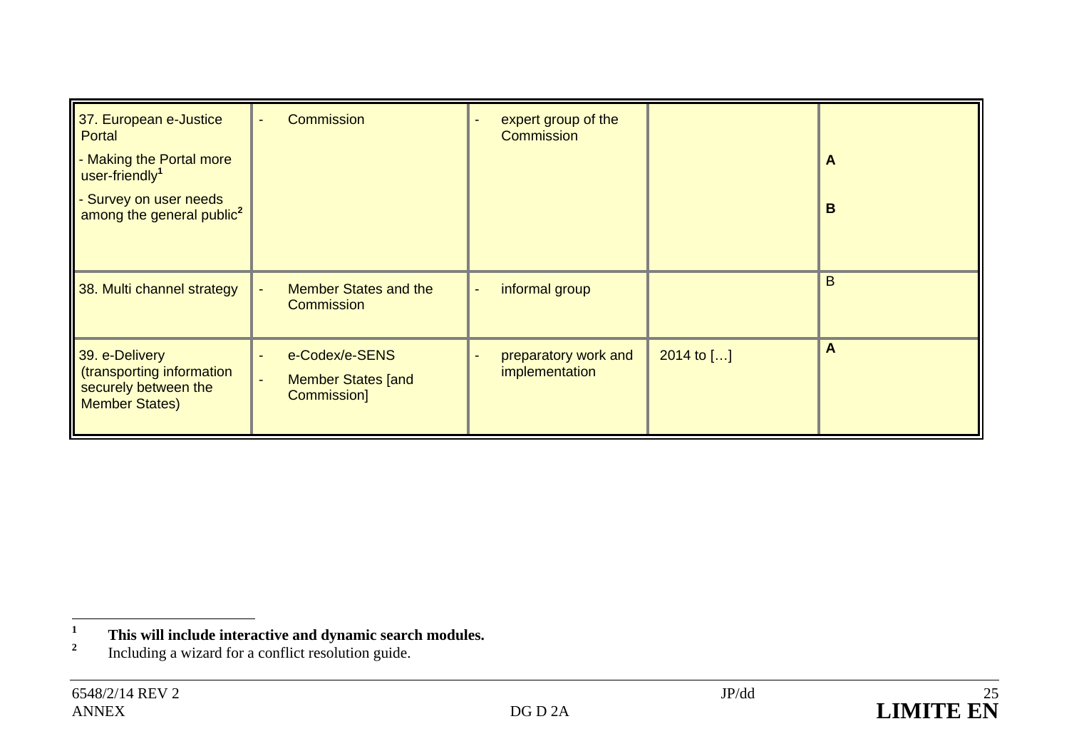| | | | | |
|---|---|---|---|---|
| 37. European e-Justice Portal<br>- Making the Portal more user-friendly[1]<br>- Survey on user needs among the general public[2] | - Commission | - expert group of the Commission | | **A**<br>**B** |
| 38. Multi channel strategy | - Member States and the Commission | - informal group | | B |
| 39. e-Delivery (transporting information securely between the Member States) | - e-Codex/e-SENS<br>- Member States [and Commission] | - preparatory work and implementation | 2014 to […] | **A** |

[1] **This will include interactive and dynamic search modules.**

[2] Including a wizard for a conflict resolution guide.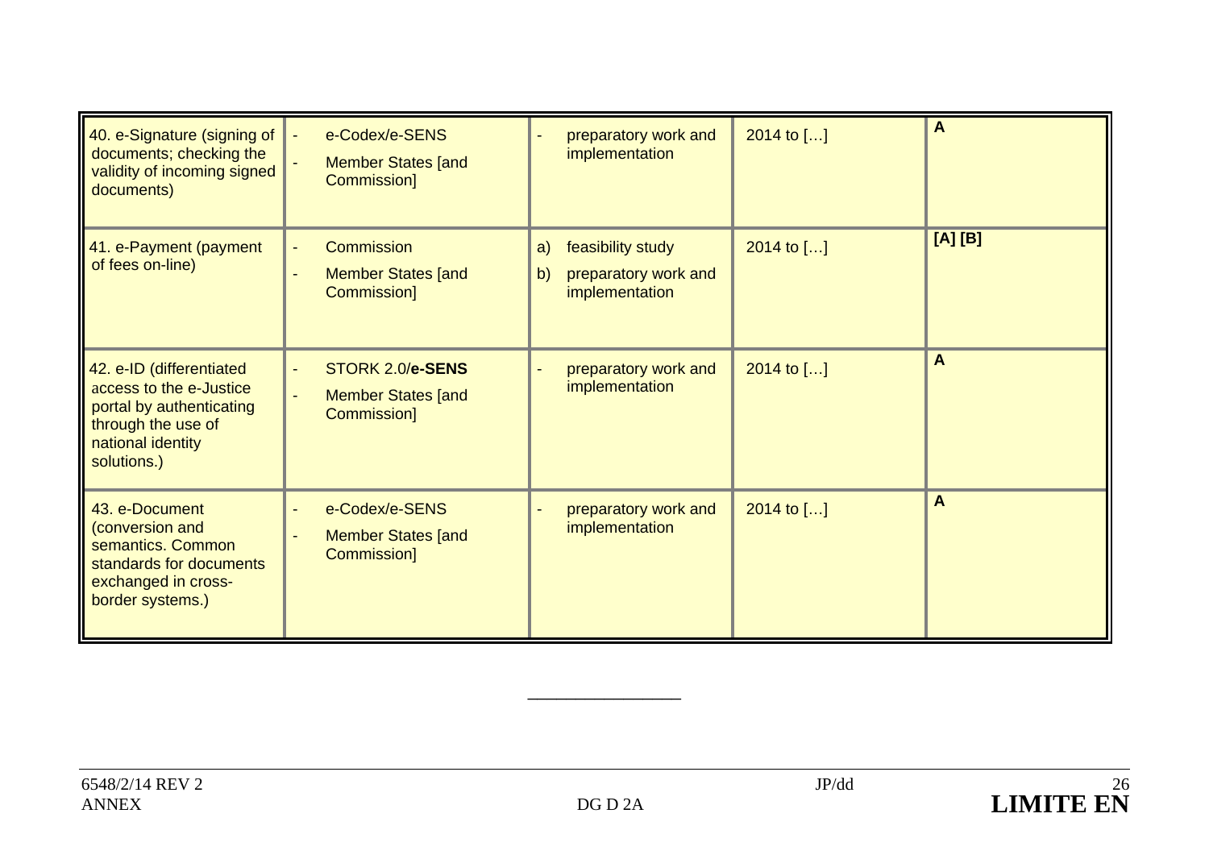| | | | | |
|---|---|---|---|---|
| 40. e-Signature (signing of documents; checking the validity of incoming signed documents) | - e-Codex/e-SENS<br>- Member States [and Commission] | - preparatory work and implementation | 2014 to […] | **A** |
| 41. e-Payment (payment of fees on-line) | - Commission<br>- Member States [and Commission] | a) feasibility study<br>b) preparatory work and implementation | 2014 to […] | **[A] [B]** |
| 42. e-ID (differentiated access to the e-Justice portal by authenticating through the use of national identity solutions.) | - STORK 2.0/**e-SENS**<br>- Member States [and Commission] | - preparatory work and implementation | 2014 to […] | **A** |
| 43. e-Document (conversion and semantics. Common standards for documents exchanged in cross-border systems.) | - e-Codex/e-SENS<br>- Member States [and Commission] | - preparatory work and implementation | 2014 to […] | **A** |

---